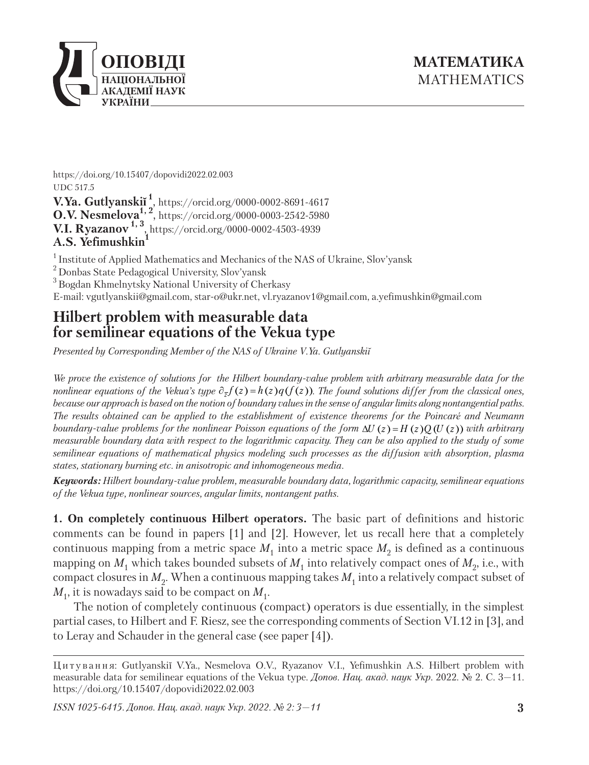https://doi.org/10.15407/dopovidi2022.02.003
UDC 517.5

**V.Ya. Gutlyanskiĭ** [1], https://orcid.org/0000-0002-8691-4617
**O.V. Nesmelova** [1, 2], https://orcid.org/0000-0003-2542-5980
**V.I. Ryazanov** [1, 3], https://orcid.org/0000-0002-4503-4939
**A.S. Yefimushkin** [1]

[1] Institute of Applied Mathematics and Mechanics of the NAS of Ukraine, Slov'yansk
[2] Donbas State Pedagogical University, Slov'yansk
[3] Bogdan Khmelnytsky National University of Cherkasy
E-mail: vgutlyanskii@gmail.com, star-o@ukr.net, vl.ryazanov1@gmail.com, a.yefimushkin@gmail.com

# Hilbert problem with measurable data for semilinear equations of the Vekua type

*Presented by Corresponding Member of the NAS of Ukraine V.Ya. Gutlyanskiĭ*

*We prove the existence of solutions for the Hilbert boundary-value problem with arbitrary measurable data for the nonlinear equations of the Vekua's type $\partial_{\bar{z}} f(z) = h(z) q(f(z))$. The found solutions differ from the classical ones, because our approach is based on the notion of boundary values in the sense of angular limits along nontangential paths. The results obtained can be applied to the establishment of existence theorems for the Poincaré and Neumann boundary-value problems for the nonlinear Poisson equations of the form $\Delta U(z) = H(z) Q(U(z))$ with arbitrary measurable boundary data with respect to the logarithmic capacity. They can be also applied to the study of some semilinear equations of mathematical physics modeling such processes as the diffusion with absorption, plasma states, stationary burning etc. in anisotropic and inhomogeneous media.*

***Keywords:*** *Hilbert boundary-value problem, measurable boundary data, logarithmic capacity, semilinear equations of the Vekua type, nonlinear sources, angular limits, nontangent paths.*

**1. On completely continuous Hilbert operators.** The basic part of definitions and historic comments can be found in papers [1] and [2]. However, let us recall here that a completely continuous mapping from a metric space $M_1$ into a metric space $M_2$ is defined as a continuous mapping on $M_1$ which takes bounded subsets of $M_1$ into relatively compact ones of $M_2$, i.e., with compact closures in $M_2$. When a continuous mapping takes $M_1$ into a relatively compact subset of $M_1$, it is nowadays said to be compact on $M_1$.

The notion of completely continuous (compact) operators is due essentially, in the simplest partial cases, to Hilbert and F. Riesz, see the corresponding comments of Section VI.12 in [3], and to Leray and Schauder in the general case (see paper [4]).

Цитування: Gutlyanskiĭ V.Ya., Nesmelova O.V., Ryazanov V.I., Yefimushkin A.S. Hilbert problem with measurable data for semilinear equations of the Vekua type. *Допов. Нац. акад. наук Укр.* 2022. № 2. С. 3—11. https://doi.org/10.15407/dopovidi2022.02.003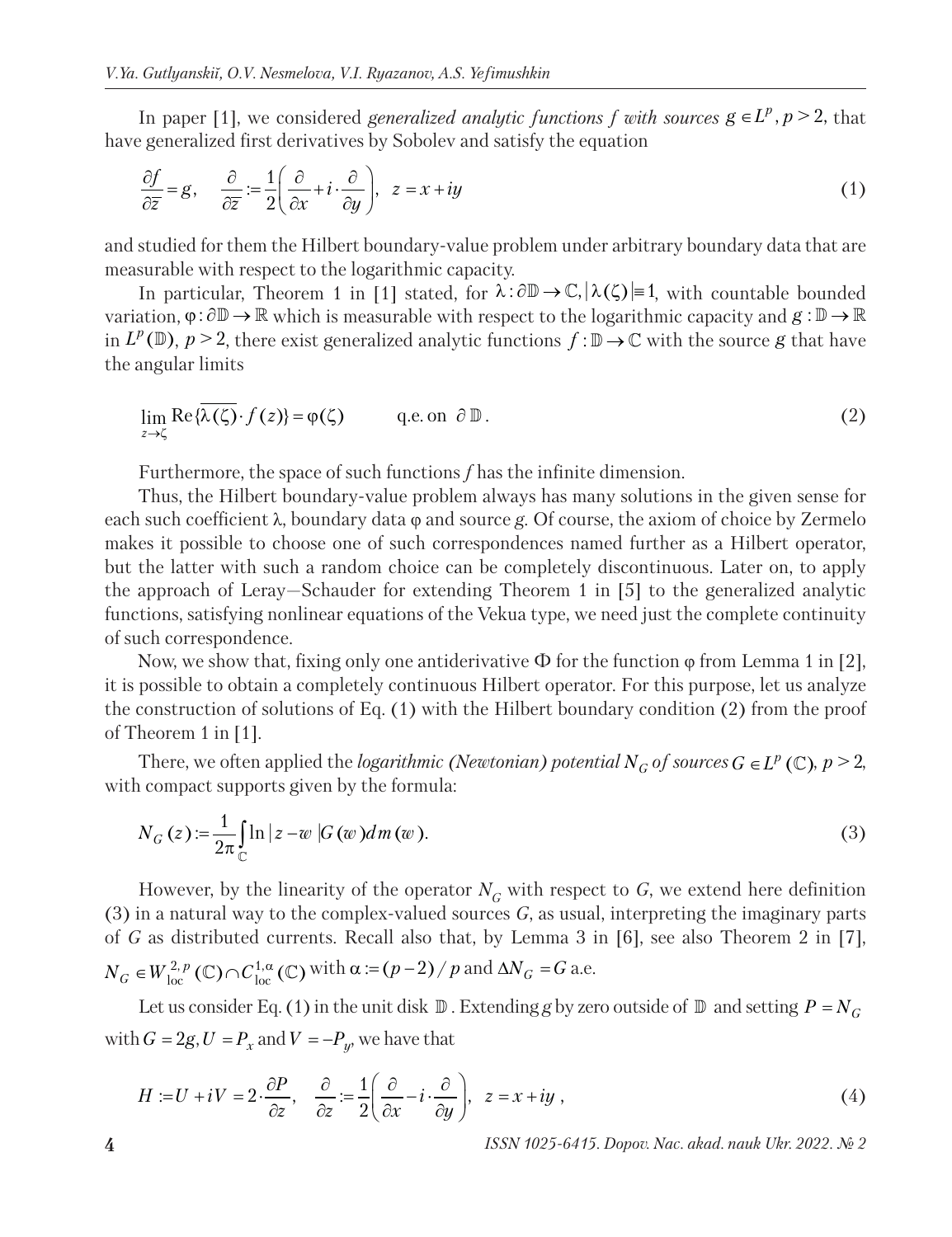In paper [1], we considered *generalized analytic functions f with sources* $g \in L^p$, $p > 2$, that have generalized first derivatives by Sobolev and satisfy the equation

$$\frac{\partial f}{\partial \overline{z}} = g, \quad \frac{\partial}{\partial \overline{z}} := \frac{1}{2}\left(\frac{\partial}{\partial x} + i \cdot \frac{\partial}{\partial y}\right), \quad z = x + iy \tag{1}$$

and studied for them the Hilbert boundary-value problem under arbitrary boundary data that are measurable with respect to the logarithmic capacity.

In particular, Theorem 1 in [1] stated, for $\lambda : \partial\mathbb{D} \to \mathbb{C}, |\lambda(\zeta)| \equiv 1$, with countable bounded variation, $\varphi : \partial\mathbb{D} \to \mathbb{R}$ which is measurable with respect to the logarithmic capacity and $g : \mathbb{D} \to \mathbb{R}$ in $L^p(\mathbb{D})$, $p > 2$, there exist generalized analytic functions $f : \mathbb{D} \to \mathbb{C}$ with the source $g$ that have the angular limits

$$\lim_{z \to \zeta} \mathrm{Re}\{\overline{\lambda(\zeta)} \cdot f(z)\} = \varphi(\zeta) \qquad \text{q.e. on } \partial\mathbb{D}. \tag{2}$$

Furthermore, the space of such functions *f* has the infinite dimension.

Thus, the Hilbert boundary-value problem always has many solutions in the given sense for each such coefficient λ, boundary data φ and source *g*. Of course, the axiom of choice by Zermelo makes it possible to choose one of such correspondences named further as a Hilbert operator, but the latter with such a random choice can be completely discontinuous. Later on, to apply the approach of Leray—Schauder for extending Theorem 1 in [5] to the generalized analytic functions, satisfying nonlinear equations of the Vekua type, we need just the complete continuity of such correspondence.

Now, we show that, fixing only one antiderivative Φ for the function φ from Lemma 1 in [2], it is possible to obtain a completely continuous Hilbert operator. For this purpose, let us analyze the construction of solutions of Eq. (1) with the Hilbert boundary condition (2) from the proof of Theorem 1 in [1].

There, we often applied the *logarithmic (Newtonian) potential* $N_G$ *of sources* $G \in L^p(\mathbb{C})$, $p > 2$, with compact supports given by the formula:

$$N_G(z) := \frac{1}{2\pi} \int_{\mathbb{C}} \ln|z - w| \, G(w) \, dm(w). \tag{3}$$

However, by the linearity of the operator $N_G$ with respect to *G*, we extend here definition (3) in a natural way to the complex-valued sources *G*, as usual, interpreting the imaginary parts of *G* as distributed currents. Recall also that, by Lemma 3 in [6], see also Theorem 2 in [7], $N_G \in W^{2,p}_{\mathrm{loc}}(\mathbb{C}) \cap C^{1,\alpha}_{\mathrm{loc}}(\mathbb{C})$ with $\alpha := (p-2)/p$ and $\Delta N_G = G$ a.e.

Let us consider Eq. (1) in the unit disk $\mathbb{D}$. Extending *g* by zero outside of $\mathbb{D}$ and setting $P = N_G$ with $G = 2g$, $U = P_x$ and $V = -P_y$, we have that

$$H := U + iV = 2 \cdot \frac{\partial P}{\partial z}, \quad \frac{\partial}{\partial z} := \frac{1}{2}\left(\frac{\partial}{\partial x} - i \cdot \frac{\partial}{\partial y}\right), \quad z = x + iy, \tag{4}$$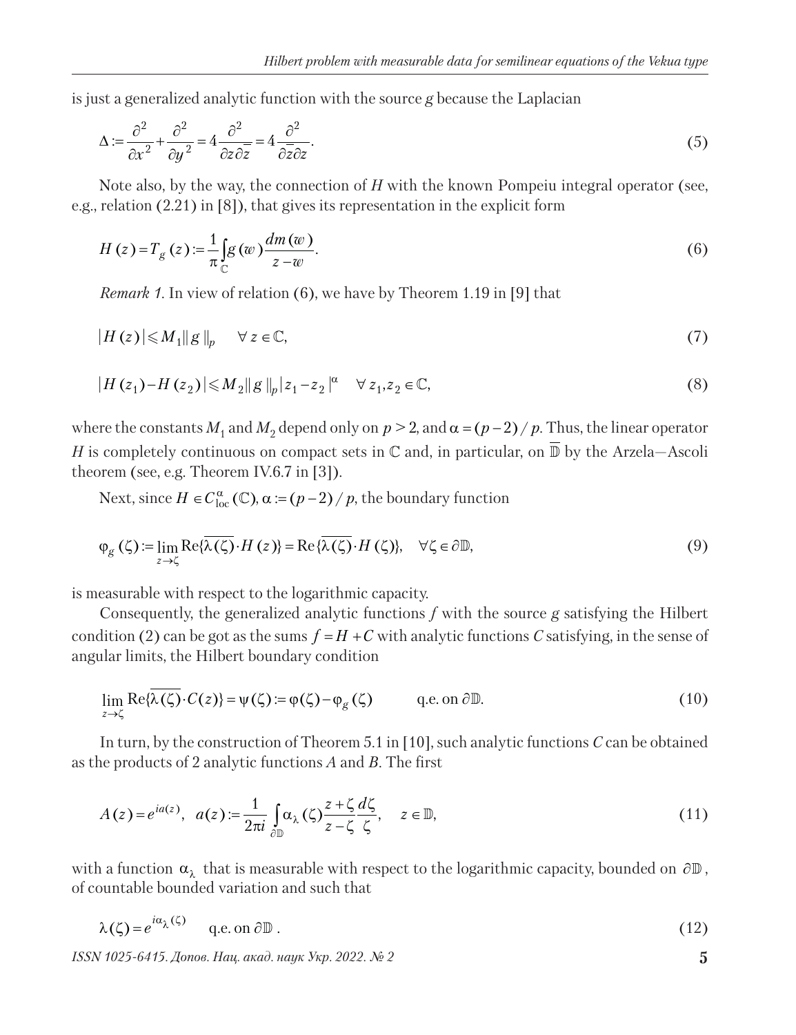is just a generalized analytic function with the source $g$ because the Laplacian

$$\Delta := \frac{\partial^2}{\partial x^2} + \frac{\partial^2}{\partial y^2} = 4\frac{\partial^2}{\partial z \partial \overline{z}} = 4\frac{\partial^2}{\partial \overline{z} \partial z}. \tag{5}$$

Note also, by the way, the connection of $H$ with the known Pompeiu integral operator (see, e.g., relation (2.21) in [8]), that gives its representation in the explicit form

$$H(z) = T_g(z) := \frac{1}{\pi}\int_{\mathbb{C}} g(w)\frac{dm(w)}{z-w}. \tag{6}$$

*Remark 1.* In view of relation (6), we have by Theorem 1.19 in [9] that

$$|H(z)| \leqslant M_1 \| g \|_p \quad \forall\, z \in \mathbb{C}, \tag{7}$$

$$|H(z_1) - H(z_2)| \leqslant M_2 \| g \|_p |z_1 - z_2|^{\alpha} \quad \forall\, z_1, z_2 \in \mathbb{C}, \tag{8}$$

where the constants $M_1$ and $M_2$ depend only on $p > 2$, and $\alpha = (p-2)/p$. Thus, the linear operator $H$ is completely continuous on compact sets in $\mathbb{C}$ and, in particular, on $\overline{\mathbb{D}}$ by the Arzela—Ascoli theorem (see, e.g. Theorem IV.6.7 in [3]).

Next, since $H \in C^{\alpha}_{\text{loc}}(\mathbb{C})$, $\alpha := (p-2)/p$, the boundary function

$$\varphi_g(\zeta) := \lim_{z \to \zeta} \text{Re}\{\overline{\lambda(\zeta)} \cdot H(z)\} = \text{Re}\{\overline{\lambda(\zeta)} \cdot H(\zeta)\}, \quad \forall \zeta \in \partial\mathbb{D}, \tag{9}$$

is measurable with respect to the logarithmic capacity.

Consequently, the generalized analytic functions $f$ with the source $g$ satisfying the Hilbert condition (2) can be got as the sums $f = H + C$ with analytic functions $C$ satisfying, in the sense of angular limits, the Hilbert boundary condition

$$\lim_{z \to \zeta} \text{Re}\{\overline{\lambda(\zeta)} \cdot C(z)\} = \psi(\zeta) := \varphi(\zeta) - \varphi_g(\zeta) \qquad \text{q.e. on } \partial\mathbb{D}. \tag{10}$$

In turn, by the construction of Theorem 5.1 in [10], such analytic functions $C$ can be obtained as the products of 2 analytic functions $A$ and $B$. The first

$$A(z) = e^{ia(z)}, \quad a(z) := \frac{1}{2\pi i}\int_{\partial\mathbb{D}} \alpha_{\lambda}(\zeta)\frac{z+\zeta}{z-\zeta}\frac{d\zeta}{\zeta}, \quad z \in \mathbb{D}, \tag{11}$$

with a function $\alpha_{\lambda}$ that is measurable with respect to the logarithmic capacity, bounded on $\partial\mathbb{D}$, of countable bounded variation and such that

$$\lambda(\zeta) = e^{i\alpha_{\lambda}(\zeta)} \quad \text{q.e. on } \partial\mathbb{D}. \tag{12}$$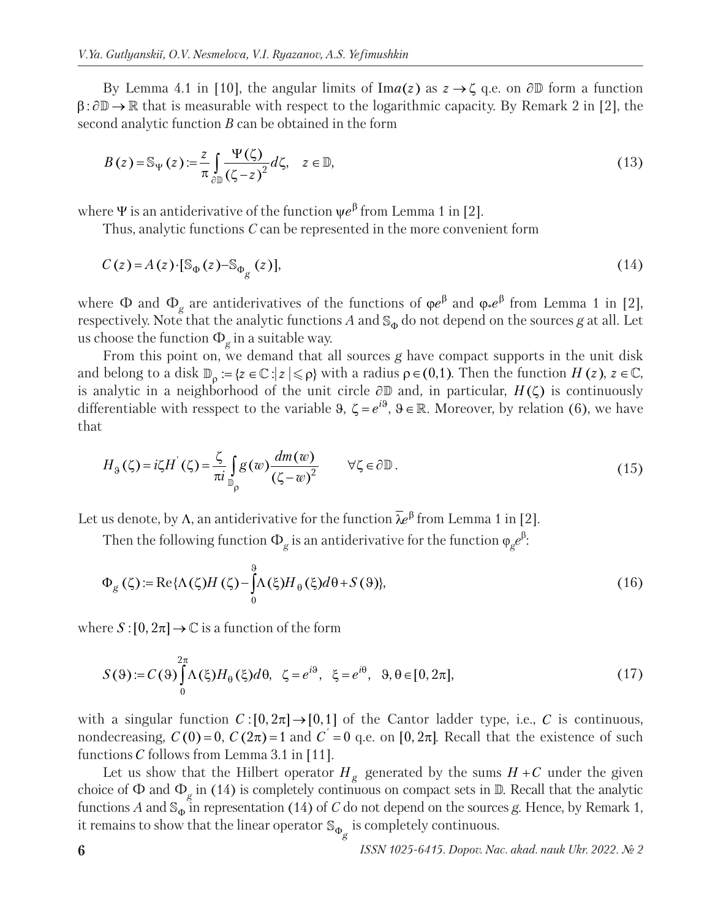By Lemma 4.1 in [10], the angular limits of $\mathrm{Im}\,a(z)$ as $z \to \zeta$ q.e. on $\partial\mathbb{D}$ form a function $\beta : \partial\mathbb{D} \to \mathbb{R}$ that is measurable with respect to the logarithmic capacity. By Remark 2 in [2], the second analytic function $B$ can be obtained in the form

$$B(z) = \mathbb{S}_{\Psi}(z) := \frac{z}{\pi} \int_{\partial\mathbb{D}} \frac{\Psi(\zeta)}{(\zeta - z)^2} d\zeta, \quad z \in \mathbb{D}, \tag{13}$$

where $\Psi$ is an antiderivative of the function $\psi e^{\beta}$ from Lemma 1 in [2].

Thus, analytic functions $C$ can be represented in the more convenient form

$$C(z) = A(z) \cdot [\mathbb{S}_{\Phi}(z) - \mathbb{S}_{\Phi_g}(z)], \tag{14}$$

where $\Phi$ and $\Phi_g$ are antiderivatives of the functions of $\varphi e^{\beta}$ and $\varphi_* e^{\beta}$ from Lemma 1 in [2], respectively. Note that the analytic functions $A$ and $\mathbb{S}_{\Phi}$ do not depend on the sources $g$ at all. Let us choose the function $\Phi_g$ in a suitable way.

From this point on, we demand that all sources $g$ have compact supports in the unit disk and belong to a disk $\mathbb{D}_{\rho} := \{z \in \mathbb{C} : |z| \leqslant \rho\}$ with a radius $\rho \in (0,1)$. Then the function $H(z)$, $z \in \mathbb{C}$, is analytic in a neighborhood of the unit circle $\partial\mathbb{D}$ and, in particular, $H(\zeta)$ is continuously differentiable with resspect to the variable $\vartheta$, $\zeta = e^{i\vartheta}$, $\vartheta \in \mathbb{R}$. Moreover, by relation (6), we have that

$$H_{\vartheta}(\zeta) = i\zeta H'(\zeta) = \frac{\zeta}{\pi i} \int_{\mathbb{D}_{\rho}} g(w) \frac{dm(w)}{(\zeta - w)^2} \qquad \forall \zeta \in \partial\mathbb{D}. \tag{15}$$

Let us denote, by $\Lambda$, an antiderivative for the function $\bar{\lambda} e^{\beta}$ from Lemma 1 in [2].

Then the following function $\Phi_g$ is an antiderivative for the function $\varphi_g e^{\beta}$:

$$\Phi_g(\zeta) := \mathrm{Re}\{\Lambda(\zeta) H(\zeta) - \int_0^{\vartheta} \Lambda(\xi) H_{\theta}(\xi) d\theta + S(\vartheta)\}, \tag{16}$$

where $S : [0, 2\pi] \to \mathbb{C}$ is a function of the form

$$S(\vartheta) := C(\vartheta) \int_0^{2\pi} \Lambda(\xi) H_{\theta}(\xi) d\theta, \quad \zeta = e^{i\vartheta}, \quad \xi = e^{i\theta}, \quad \vartheta, \theta \in [0, 2\pi], \tag{17}$$

with a singular function $C : [0, 2\pi] \to [0, 1]$ of the Cantor ladder type, i.e., $C$ is continuous, nondecreasing, $C(0) = 0$, $C(2\pi) = 1$ and $C' = 0$ q.e. on $[0, 2\pi]$. Recall that the existence of such functions $C$ follows from Lemma 3.1 in [11].

Let us show that the Hilbert operator $H_g$ generated by the sums $H + C$ under the given choice of $\Phi$ and $\Phi_g$ in (14) is completely continuous on compact sets in $\mathbb{D}$. Recall that the analytic functions $A$ and $\mathbb{S}_{\Phi}$ in representation (14) of $C$ do not depend on the sources $g$. Hence, by Remark 1, it remains to show that the linear operator $\mathbb{S}_{\Phi_g}$ is completely continuous.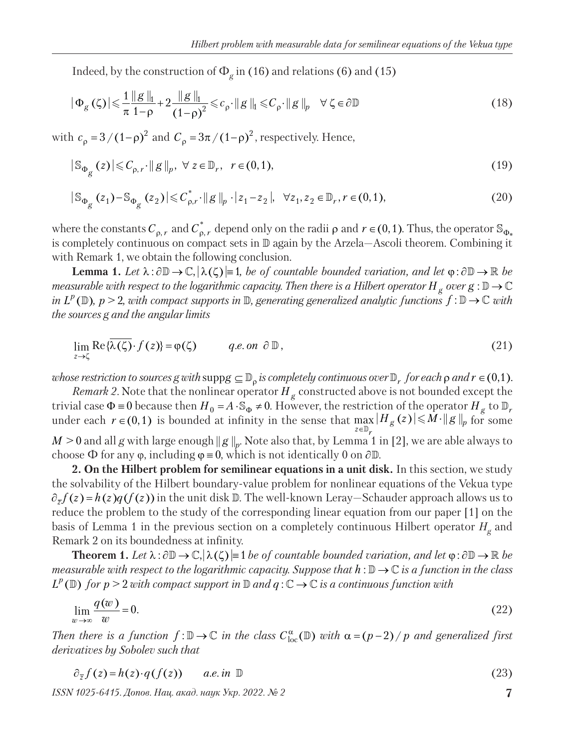Indeed, by the construction of $\Phi_g$ in (16) and relations (6) and (15)

$$|\Phi_g(\zeta)| \leqslant \frac{1}{\pi}\frac{\|g\|_1}{1-\rho} + 2\frac{\|g\|_1}{(1-\rho)^2} \leqslant c_\rho \cdot \|g\|_1 \leqslant C_\rho \cdot \|g\|_p \quad \forall\, \zeta \in \partial\mathbb{D} \tag{18}$$

with $c_\rho = 3/(1-\rho)^2$ and $C_\rho = 3\pi/(1-\rho)^2$, respectively. Hence,

$$|\mathbb{S}_{\Phi_g}(z)| \leqslant C_{\rho,r} \cdot \|g\|_p, \ \forall\, z \in \mathbb{D}_r, \ \ r \in (0,1), \tag{19}$$

$$|\mathbb{S}_{\Phi_g}(z_1) - \mathbb{S}_{\Phi_g}(z_2)| \leqslant C^*_{\rho,r} \cdot \|g\|_p \cdot |z_1 - z_2|, \ \ \forall z_1, z_2 \in \mathbb{D}_r, r \in (0,1), \tag{20}$$

where the constants $C_{\rho,r}$ and $C^*_{\rho,r}$ depend only on the radii $\rho$ and $r \in (0,1)$. Thus, the operator $\mathbb{S}_{\Phi_*}$ is completely continuous on compact sets in $\mathbb{D}$ again by the Arzela—Ascoli theorem. Combining it with Remark 1, we obtain the following conclusion.

**Lemma 1.** *Let $\lambda : \partial\mathbb{D} \to \mathbb{C}, |\lambda(\zeta)| \equiv 1$, be of countable bounded variation, and let $\varphi : \partial\mathbb{D} \to \mathbb{R}$ be measurable with respect to the logarithmic capacity. Then there is a Hilbert operator $H_g$ over $g : \mathbb{D} \to \mathbb{C}$ in $L^p(\mathbb{D})$, $p > 2$, with compact supports in $\mathbb{D}$, generating generalized analytic functions $f : \mathbb{D} \to \mathbb{C}$ with the sources $g$ and the angular limits*

$$\lim_{z \to \zeta} \mathrm{Re}\{\overline{\lambda(\zeta)} \cdot f(z)\} = \varphi(\zeta) \qquad q.e. \ on \ \partial\mathbb{D}, \tag{21}$$

*whose restriction to sources $g$ with $\operatorname{supp} g \subseteq \mathbb{D}_\rho$ is completely continuous over $\mathbb{D}_r$ for each $\rho$ and $r \in (0,1)$.*

*Remark 2.* Note that the nonlinear operator $H_g$ constructed above is not bounded except the trivial case $\Phi \equiv 0$ because then $H_0 = A \cdot \mathbb{S}_\Phi \neq 0$. However, the restriction of the operator $H_g$ to $\mathbb{D}_r$ under each $r \in (0,1)$ is bounded at infinity in the sense that $\max_{z \in \mathbb{D}_r} |H_g(z)| \leqslant M \cdot \|g\|_p$ for some $M > 0$ and all $g$ with large enough $\|g\|_p$. Note also that, by Lemma 1 in [2], we are able always to choose $\Phi$ for any $\varphi$, including $\varphi \equiv 0$, which is not identically 0 on $\partial\mathbb{D}$.

**2. On the Hilbert problem for semilinear equations in a unit disk.** In this section, we study the solvability of the Hilbert boundary-value problem for nonlinear equations of the Vekua type $\partial_{\bar{z}} f(z) = h(z) q(f(z))$ in the unit disk $\mathbb{D}$. The well-known Leray—Schauder approach allows us to reduce the problem to the study of the corresponding linear equation from our paper [1] on the basis of Lemma 1 in the previous section on a completely continuous Hilbert operator $H_g$ and Remark 2 on its boundedness at infinity.

**Theorem 1.** *Let $\lambda : \partial\mathbb{D} \to \mathbb{C}, |\lambda(\zeta)| \equiv 1$ be of countable bounded variation, and let $\varphi : \partial\mathbb{D} \to \mathbb{R}$ be measurable with respect to the logarithmic capacity. Suppose that $h : \mathbb{D} \to \mathbb{C}$ is a function in the class $L^p(\mathbb{D})$ for $p > 2$ with compact support in $\mathbb{D}$ and $q : \mathbb{C} \to \mathbb{C}$ is a continuous function with*

$$\lim_{w \to \infty} \frac{q(w)}{w} = 0. \tag{22}$$

*Then there is a function $f : \mathbb{D} \to \mathbb{C}$ in the class $C^\alpha_{\mathrm{loc}}(\mathbb{D})$ with $\alpha = (p-2)/p$ and generalized first derivatives by Sobolev such that*

$$\partial_{\bar{z}} f(z) = h(z) \cdot q(f(z)) \qquad a.e. \ in \ \mathbb{D} \tag{23}$$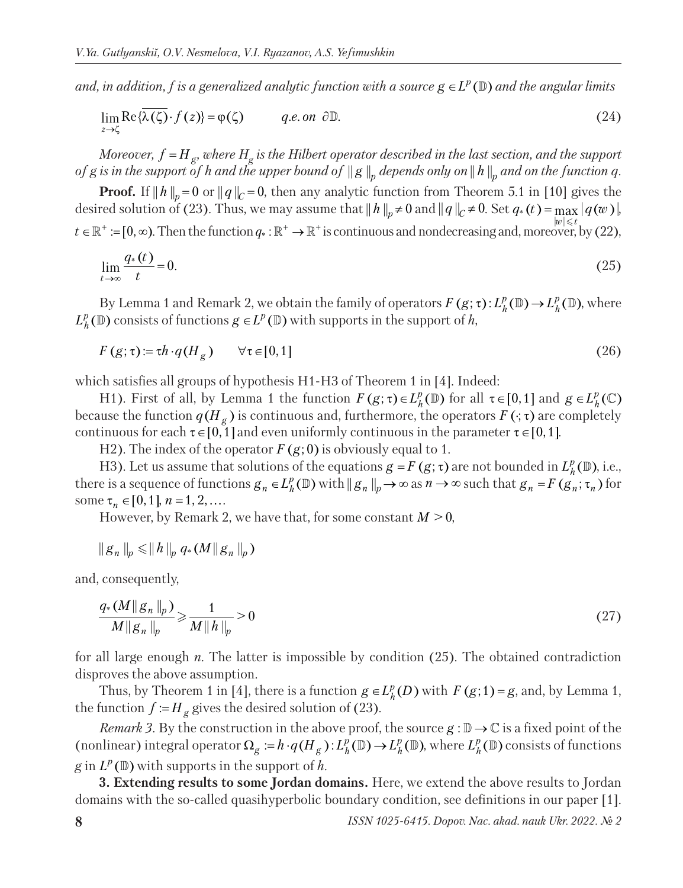*and, in addition, f is a generalized analytic function with a source* $g \in L^p(\mathbb{D})$ *and the angular limits*

$$\lim_{z\to\zeta} \operatorname{Re}\{\overline{\lambda(\zeta)} \cdot f(z)\} = \varphi(\zeta) \qquad q.e. \text{ on } \partial\mathbb{D}. \tag{24}$$

*Moreover,* $f = H_g$*, where* $H_g$ *is the Hilbert operator described in the last section, and the support of g is in the support of h and the upper bound of* $\| g \|_p$ *depends only on* $\| h \|_p$ *and on the function q.*

**Proof.** If $\| h \|_p = 0$ or $\| q \|_C = 0$, then any analytic function from Theorem 5.1 in [10] gives the desired solution of (23). Thus, we may assume that $\| h \|_p \neq 0$ and $\| q \|_C \neq 0$. Set $q_*(t) = \max_{|w|\leqslant t} |q(w)|$, $t \in \mathbb{R}^+ := [0, \infty)$. Then the function $q_* : \mathbb{R}^+ \to \mathbb{R}^+$ is continuous and nondecreasing and, moreover, by (22),

$$\lim_{t\to\infty} \frac{q_*(t)}{t} = 0. \tag{25}$$

By Lemma 1 and Remark 2, we obtain the family of operators $F(g;\tau) : L_h^p(\mathbb{D}) \to L_h^p(\mathbb{D})$, where $L_h^p(\mathbb{D})$ consists of functions $g \in L^p(\mathbb{D})$ with supports in the support of $h$,

$$F(g;\tau) := \tau h \cdot q(H_g) \qquad \forall \tau \in [0,1] \tag{26}$$

which satisfies all groups of hypothesis H1-H3 of Theorem 1 in [4]. Indeed:

H1). First of all, by Lemma 1 the function $F(g;\tau) \in L_h^p(\mathbb{D})$ for all $\tau \in [0,1]$ and $g \in L_h^p(\mathbb{C})$ because the function $q(H_g)$ is continuous and, furthermore, the operators $F(\cdot;\tau)$ are completely continuous for each $\tau \in [0,1]$ and even uniformly continuous in the parameter $\tau \in [0,1]$.

H2). The index of the operator $F(g;0)$ is obviously equal to 1.

H3). Let us assume that solutions of the equations $g = F(g;\tau)$ are not bounded in $L_h^p(\mathbb{D})$, i.e., there is a sequence of functions $g_n \in L_h^p(\mathbb{D})$ with $\| g_n \|_p \to \infty$ as $n \to \infty$ such that $g_n = F(g_n;\tau_n)$ for some $\tau_n \in [0,1]$, $n = 1, 2, \ldots$.

However, by Remark 2, we have that, for some constant $M > 0$,

$$\| g_n \|_p \leqslant \| h \|_p \, q_*(M \| g_n \|_p)$$

and, consequently,

$$\frac{q_*(M\| g_n \|_p)}{M\| g_n \|_p} \geqslant \frac{1}{M\| h \|_p} > 0 \tag{27}$$

for all large enough $n$. The latter is impossible by condition (25). The obtained contradiction disproves the above assumption.

Thus, by Theorem 1 in [4], there is a function $g \in L_h^p(D)$ with $F(g;1) = g$, and, by Lemma 1, the function $f := H_g$ gives the desired solution of (23).

*Remark 3.* By the construction in the above proof, the source $g : \mathbb{D} \to \mathbb{C}$ is a fixed point of the (nonlinear) integral operator $\Omega_g := h \cdot q(H_g) : L_h^p(\mathbb{D}) \to L_h^p(\mathbb{D})$, where $L_h^p(\mathbb{D})$ consists of functions $g$ in $L^p(\mathbb{D})$ with supports in the support of $h$.

**3. Extending results to some Jordan domains.** Here, we extend the above results to Jordan domains with the so-called quasihyperbolic boundary condition, see definitions in our paper [1].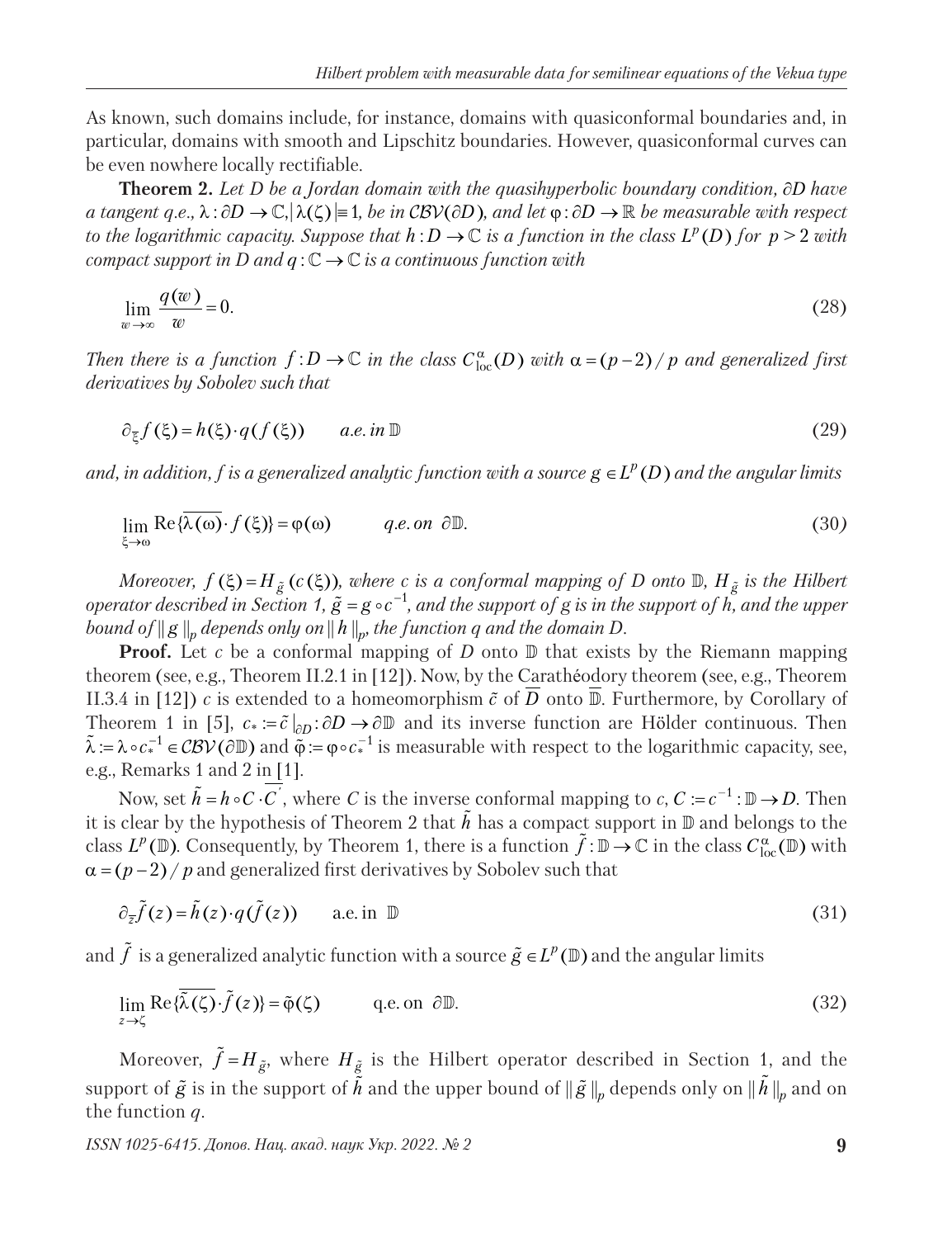As known, such domains include, for instance, domains with quasiconformal boundaries and, in particular, domains with smooth and Lipschitz boundaries. However, quasiconformal curves can be even nowhere locally rectifiable.

**Theorem 2.** *Let $D$ be a Jordan domain with the quasihyperbolic boundary condition, $\partial D$ have a tangent q.e., $\lambda : \partial D \to \mathbb{C}, |\lambda(\zeta)| \equiv 1$, be in $\mathcal{CBV}(\partial D)$, and let $\varphi : \partial D \to \mathbb{R}$ be measurable with respect to the logarithmic capacity. Suppose that $h : D \to \mathbb{C}$ is a function in the class $L^p(D)$ for $p > 2$ with compact support in $D$ and $q : \mathbb{C} \to \mathbb{C}$ is a continuous function with*

$$\lim_{w \to \infty} \frac{q(w)}{w} = 0. \tag{28}$$

*Then there is a function $f : D \to \mathbb{C}$ in the class $C^{\alpha}_{\text{loc}}(D)$ with $\alpha = (p-2)/p$ and generalized first derivatives by Sobolev such that*

$$\partial_{\overline{\xi}} f(\xi) = h(\xi) \cdot q(f(\xi)) \qquad a.e.\ in\ \mathbb{D} \tag{29}$$

*and, in addition, $f$ is a generalized analytic function with a source $g \in L^p(D)$ and the angular limits*

$$\lim_{\xi \to \omega} \operatorname{Re}\{\overline{\lambda(\omega)} \cdot f(\xi)\} = \varphi(\omega) \qquad q.e.\ on\ \partial\mathbb{D}. \tag{30}$$

*Moreover, $f(\xi) = H_{\tilde{g}}(c(\xi))$, where $c$ is a conformal mapping of $D$ onto $\mathbb{D}$, $H_{\tilde{g}}$ is the Hilbert operator described in Section 1, $\tilde{g} = g \circ c^{-1}$, and the support of $g$ is in the support of $h$, and the upper bound of $\| g \|_p$ depends only on $\| h \|_p$, the function $q$ and the domain $D$.*

**Proof.** Let $c$ be a conformal mapping of $D$ onto $\mathbb{D}$ that exists by the Riemann mapping theorem (see, e.g., Theorem II.2.1 in [12]). Now, by the Carathéodory theorem (see, e.g., Theorem II.3.4 in [12]) $c$ is extended to a homeomorphism $\tilde{c}$ of $\overline{D}$ onto $\overline{\mathbb{D}}$. Furthermore, by Corollary of Theorem 1 in [5], $c_* := \tilde{c}\,|_{\partial D} : \partial D \to \partial\mathbb{D}$ and its inverse function are Hölder continuous. Then $\tilde{\lambda} := \lambda \circ c_*^{-1} \in \mathcal{CBV}(\partial\mathbb{D})$ and $\tilde{\varphi} := \varphi \circ c_*^{-1}$ is measurable with respect to the logarithmic capacity, see, e.g., Remarks 1 and 2 in [1].

Now, set $\tilde{h} = h \circ C \cdot \overline{C'}$, where $C$ is the inverse conformal mapping to $c$, $C := c^{-1} : \mathbb{D} \to D$. Then it is clear by the hypothesis of Theorem 2 that $\tilde{h}$ has a compact support in $\mathbb{D}$ and belongs to the class $L^p(\mathbb{D})$. Consequently, by Theorem 1, there is a function $\tilde{f} : \mathbb{D} \to \mathbb{C}$ in the class $C^{\alpha}_{\text{loc}}(\mathbb{D})$ with $\alpha = (p-2)/p$ and generalized first derivatives by Sobolev such that

$$\partial_{\overline{z}} \tilde{f}(z) = \tilde{h}(z) \cdot q(\tilde{f}(z)) \qquad \text{a.e. in } \mathbb{D} \tag{31}$$

and $\tilde{f}$ is a generalized analytic function with a source $\tilde{g} \in L^p(\mathbb{D})$ and the angular limits

$$\lim_{z \to \zeta} \operatorname{Re}\{\overline{\tilde{\lambda}(\zeta)} \cdot \tilde{f}(z)\} = \tilde{\varphi}(\zeta) \qquad \text{q.e. on } \partial\mathbb{D}. \tag{32}$$

Moreover, $\tilde{f} = H_{\tilde{g}}$, where $H_{\tilde{g}}$ is the Hilbert operator described in Section 1, and the support of $\tilde{g}$ is in the support of $\tilde{h}$ and the upper bound of $\| \tilde{g} \|_p$ depends only on $\| \tilde{h} \|_p$ and on the function $q$.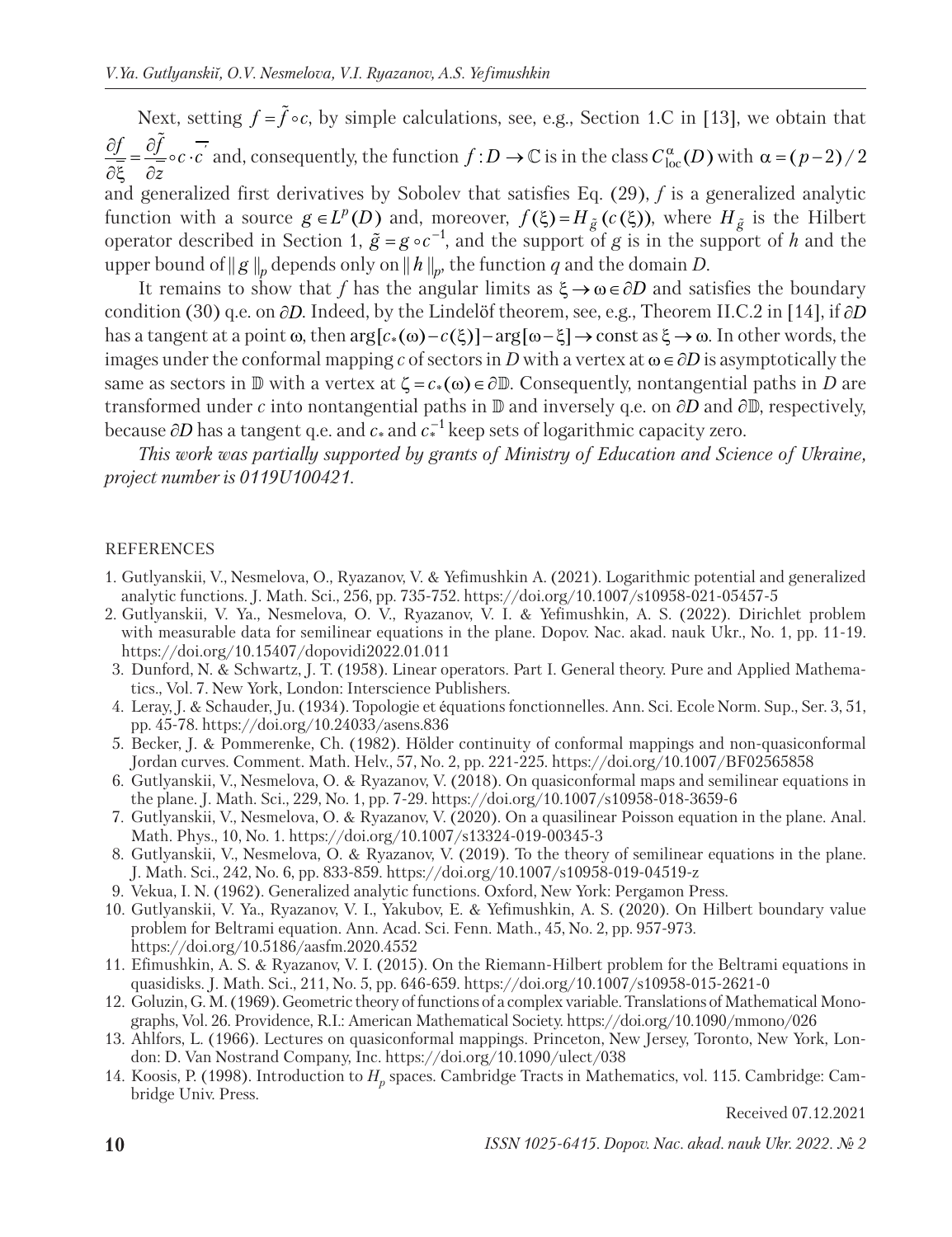Next, setting $f = \tilde{f} \circ c$, by simple calculations, see, e.g., Section 1.C in [13], we obtain that $\frac{\partial f}{\partial \overline{\xi}} = \frac{\partial \tilde{f}}{\partial \overline{z}} \circ c \cdot \overline{c'}$ and, consequently, the function $f : D \to \mathbb{C}$ is in the class $C^{\alpha}_{\text{loc}}(D)$ with $\alpha = (p-2)/2$ and generalized first derivatives by Sobolev that satisfies Eq. (29), $f$ is a generalized analytic function with a source $g \in L^p(D)$ and, moreover, $f(\xi) = H_{\tilde{g}}(c(\xi))$, where $H_{\tilde{g}}$ is the Hilbert operator described in Section 1, $\tilde{g} = g \circ c^{-1}$, and the support of $g$ is in the support of $h$ and the upper bound of $\| g \|_p$ depends only on $\| h \|_p$, the function $q$ and the domain $D$.

It remains to show that $f$ has the angular limits as $\xi \to \omega \in \partial D$ and satisfies the boundary condition (30) q.e. on $\partial D$. Indeed, by the Lindelöf theorem, see, e.g., Theorem II.C.2 in [14], if $\partial D$ has a tangent at a point $\omega$, then $\arg[c_*(\omega) - c(\xi)] - \arg[\omega - \xi] \to \text{const}$ as $\xi \to \omega$. In other words, the images under the conformal mapping $c$ of sectors in $D$ with a vertex at $\omega \in \partial D$ is asymptotically the same as sectors in $\mathbb{D}$ with a vertex at $\zeta = c_*(\omega) \in \partial \mathbb{D}$. Consequently, nontangential paths in $D$ are transformed under $c$ into nontangential paths in $\mathbb{D}$ and inversely q.e. on $\partial D$ and $\partial \mathbb{D}$, respectively, because $\partial D$ has a tangent q.e. and $c_*$ and $c_*^{-1}$ keep sets of logarithmic capacity zero.

*This work was partially supported by grants of Ministry of Education and Science of Ukraine, project number is 0119U100421.*

## REFERENCES

1. Gutlyanskii, V., Nesmelova, O., Ryazanov, V. & Yefimushkin A. (2021). Logarithmic potential and generalized analytic functions. J. Math. Sci., 256, pp. 735-752. https://doi.org/10.1007/s10958-021-05457-5
2. Gutlyanskii, V. Ya., Nesmelova, O. V., Ryazanov, V. I. & Yefimushkin, A. S. (2022). Dirichlet problem with measurable data for semilinear equations in the plane. Dopov. Nac. akad. nauk Ukr., No. 1, pp. 11-19. https://doi.org/10.15407/dopovidi2022.01.011
3. Dunford, N. & Schwartz, J. T. (1958). Linear operators. Part I. General theory. Pure and Applied Mathematics., Vol. 7. New York, London: Interscience Publishers.
4. Leray, J. & Schauder, Ju. (1934). Topologie et équations fonctionnelles. Ann. Sci. Ecole Norm. Sup., Ser. 3, 51, pp. 45-78. https://doi.org/10.24033/asens.836
5. Becker, J. & Pommerenke, Ch. (1982). Hölder continuity of conformal mappings and non-quasiconformal Jordan curves. Comment. Math. Helv., 57, No. 2, pp. 221-225. https://doi.org/10.1007/BF02565858
6. Gutlyanskii, V., Nesmelova, O. & Ryazanov, V. (2018). On quasiconformal maps and semilinear equations in the plane. J. Math. Sci., 229, No. 1, pp. 7-29. https://doi.org/10.1007/s10958-018-3659-6
7. Gutlyanskii, V., Nesmelova, O. & Ryazanov, V. (2020). On a quasilinear Poisson equation in the plane. Anal. Math. Phys., 10, No. 1. https://doi.org/10.1007/s13324-019-00345-3
8. Gutlyanskii, V., Nesmelova, O. & Ryazanov, V. (2019). To the theory of semilinear equations in the plane. J. Math. Sci., 242, No. 6, pp. 833-859. https://doi.org/10.1007/s10958-019-04519-z
9. Vekua, I. N. (1962). Generalized analytic functions. Oxford, New York: Pergamon Press.
10. Gutlyanskii, V. Ya., Ryazanov, V. I., Yakubov, E. & Yefimushkin, A. S. (2020). On Hilbert boundary value problem for Beltrami equation. Ann. Acad. Sci. Fenn. Math., 45, No. 2, pp. 957-973. https://doi.org/10.5186/aasfm.2020.4552
11. Efimushkin, A. S. & Ryazanov, V. I. (2015). On the Riemann-Hilbert problem for the Beltrami equations in quasidisks. J. Math. Sci., 211, No. 5, pp. 646-659. https://doi.org/10.1007/s10958-015-2621-0
12. Goluzin, G. M. (1969). Geometric theory of functions of a complex variable. Translations of Mathematical Monographs, Vol. 26. Providence, R.I.: American Mathematical Society. https://doi.org/10.1090/mmono/026
13. Ahlfors, L. (1966). Lectures on quasiconformal mappings. Princeton, New Jersey, Toronto, New York, London: D. Van Nostrand Company, Inc. https://doi.org/10.1090/ulect/038
14. Koosis, P. (1998). Introduction to $H_p$ spaces. Cambridge Tracts in Mathematics, vol. 115. Cambridge: Cambridge Univ. Press.

Received 07.12.2021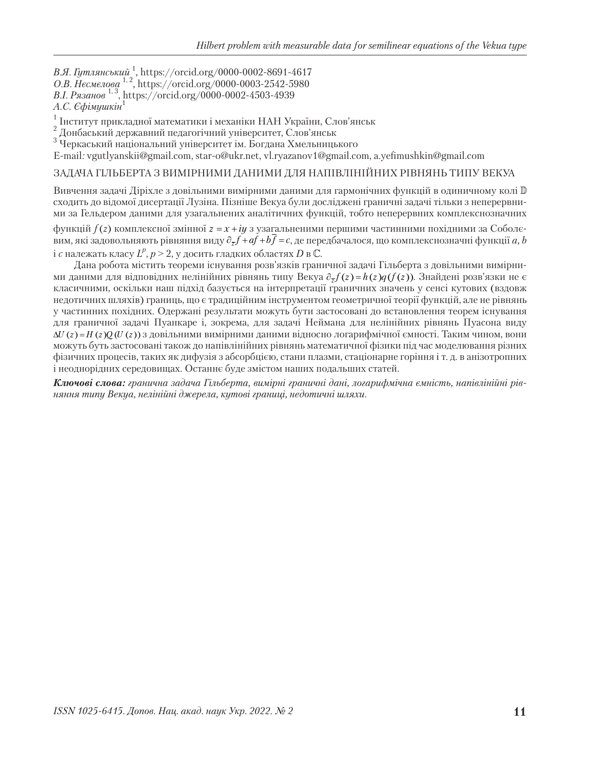*В.Я. Гутлянський* [1], https://orcid.org/0000-0002-8691-4617
*О.В. Нєсмєлова* [1, 2], https://orcid.org/0000-0003-2542-5980
*В.І. Рязанов* [1, 3], https://orcid.org/0000-0002-4503-4939
*А.С. Єфімушкін* [1]

[1] Інститут прикладної математики і механіки НАН України, Слов'янськ
[2] Донбаський державний педагогічний університет, Слов'янськ
[3] Черкаський національний університет ім. Богдана Хмельницького

E-mail: vgutlyanskii@gmail.com, star-o@ukr.net, vl.ryazanov1@gmail.com, a.yefimushkin@gmail.com

## ЗАДАЧА ГІЛЬБЕРТА З ВИМІРНИМИ ДАНИМИ ДЛЯ НАПІВЛІНІЙНИХ РІВНЯНЬ ТИПУ ВЕКУА

Вивчення задачі Діріхле з довільними вимірними даними для гармонічних функцій в одиничному колі $\mathbb{D}$ сходить до відомої дисертації Лузіна. Пізніше Векуа були досліджені граничні задачі тільки з неперервними за Гельдером даними для узагальнених аналітичних функцій, тобто неперервних комплекснозначних функцій $f(z)$ комплексної змінної $z = x + iy$ з узагальненими першими частинними похідними за Соболєвим, які задовольняють рівняння виду $\partial_{\bar{z}} f + af + b\bar{f} = c$, де передбачалося, що комплекснозначні функції $a, b$ і $c$ належать класу $L^p$, $p > 2$, у досить гладких областях $D$ в $\mathbb{C}$.

Дана робота містить теореми існування розв'язків граничної задачі Гільберта з довільними вимірними даними для відповідних нелінійних рівнянь типу Векуа $\partial_{\bar{z}} f(z) = h(z) q(f(z))$. Знайдені розв'язки не є класичними, оскільки наш підхід базується на інтерпретації граничних значень у сенсі кутових (вздовж недотичних шляхів) границь, що є традиційним інструментом геометричної теорії функцій, але не рівнянь у частинних похідних. Одержані результати можуть бути застосовані до встановлення теорем існування для граничної задачі Пуанкаре і, зокрема, для задачі Неймана для нелінійних рівнянь Пуасона виду $\Delta U(z) = H(z) Q(U(z))$ з довільними вимірними даними відносно логарифмічної ємності. Таким чином, вони можуть буть застосовані також до напівлінійних рівнянь математичної фізики під час моделювання різних фізичних процесів, таких як дифузія з абсорбцією, стани плазми, стаціонарне горіння і т. д. в анізотропних і неоднорідних середовищах. Останнє буде змістом наших подальших статей.

***Ключові слова:*** *гранична задача Гільберта, вимірні граничні дані, логарифмічна ємність, напівлінійні рівняння типу Векуа, нелінійні джерела, кутові границі, недотичні шляхи.*